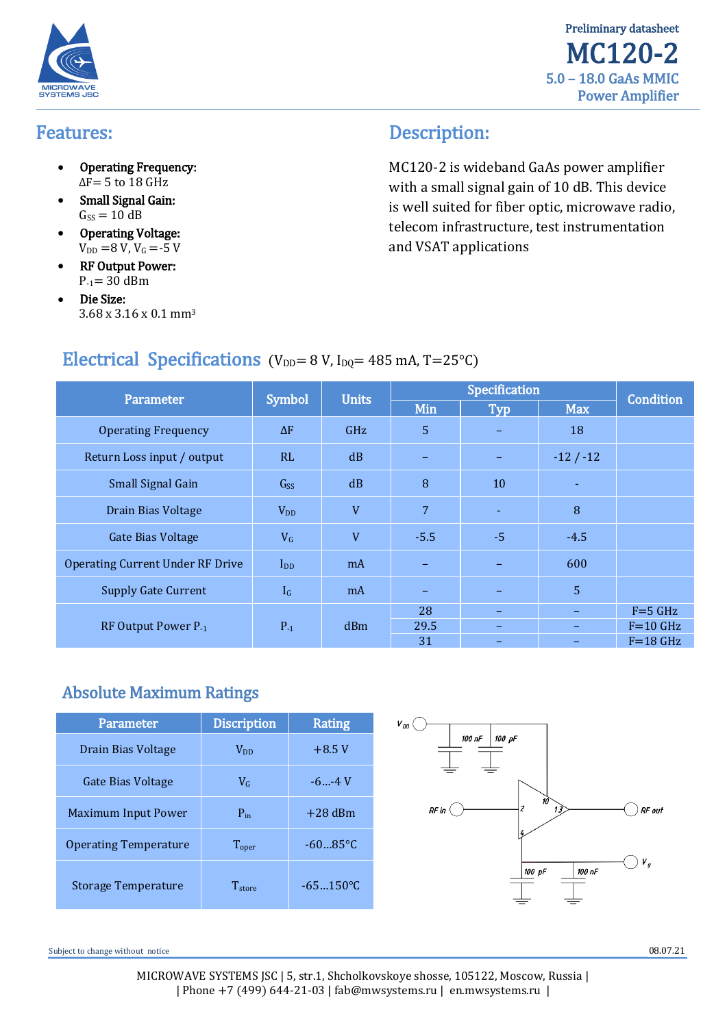Preliminary datasheet

# MC120-2

5.0 – 18.0 GaAs MMIC
Power Amplifier

## Features:

- **Operating Frequency:**
  ΔF= 5 to 18 GHz
- **Small Signal Gain:**
  $G_{SS}$ = 10 dB
- **Operating Voltage:**
  $V_{DD}$ =8 V, $V_G$ =-5 V
- **RF Output Power:**
  $P_{-1}$= 30 dBm
- **Die Size:**
  3.68 x 3.16 x 0.1 $mm^3$

## Description:

MC120-2 is wideband GaAs power amplifier with a small signal gain of 10 dB. This device is well suited for fiber optic, microwave radio, telecom infrastructure, test instrumentation and VSAT applications

## Electrical Specifications ($V_{DD}$= 8 V, $I_{DQ}$= 485 mA, T=25°C)

| Parameter | Symbol | Units | Specification | | | Condition |
|---|---|---|---|---|---|---|
| | | | Min | Typ | Max | |
| Operating Frequency | ΔF | GHz | 5 | – | 18 | |
| Return Loss input / output | RL | dB | – | – | -12 / -12 | |
| Small Signal Gain | $G_{SS}$ | dB | 8 | 10 | - | |
| Drain Bias Voltage | $V_{DD}$ | V | 7 | - | 8 | |
| Gate Bias Voltage | $V_G$ | V | -5.5 | -5 | -4.5 | |
| Operating Current Under RF Drive | $I_{DD}$ | mA | – | – | 600 | |
| Supply Gate Current | $I_G$ | mA | – | – | 5 | |
| RF Output Power $P_{-1}$ | $P_{-1}$ | dBm | 28 | – | – | F=5 GHz |
| | | | 29.5 | – | – | F=10 GHz |
| | | | 31 | – | – | F=18 GHz |

## Absolute Maximum Ratings

| Parameter | Discription | Rating |
|---|---|---|
| Drain Bias Voltage | $V_{DD}$ | +8.5 V |
| Gate Bias Voltage | $V_G$ | -6...-4 V |
| Maximum Input Power | $P_{in}$ | +28 dBm |
| Operating Temperature | $T_{oper}$ | -60...85°C |
| Storage Temperature | $T_{store}$ | -65...150°C |

$V_{DD}$ 100 nF 100 pF RF in 2 10 13 4 RF out $V_g$ 100 pF 100 nF

Subject to change without notice

08.07.21

MICROWAVE SYSTEMS JSC | 5, str.1, Shcholkovskoye shosse, 105122, Moscow, Russia |
| Phone +7 (499) 644-21-03 | fab@mwsystems.ru | en.mwsystems.ru |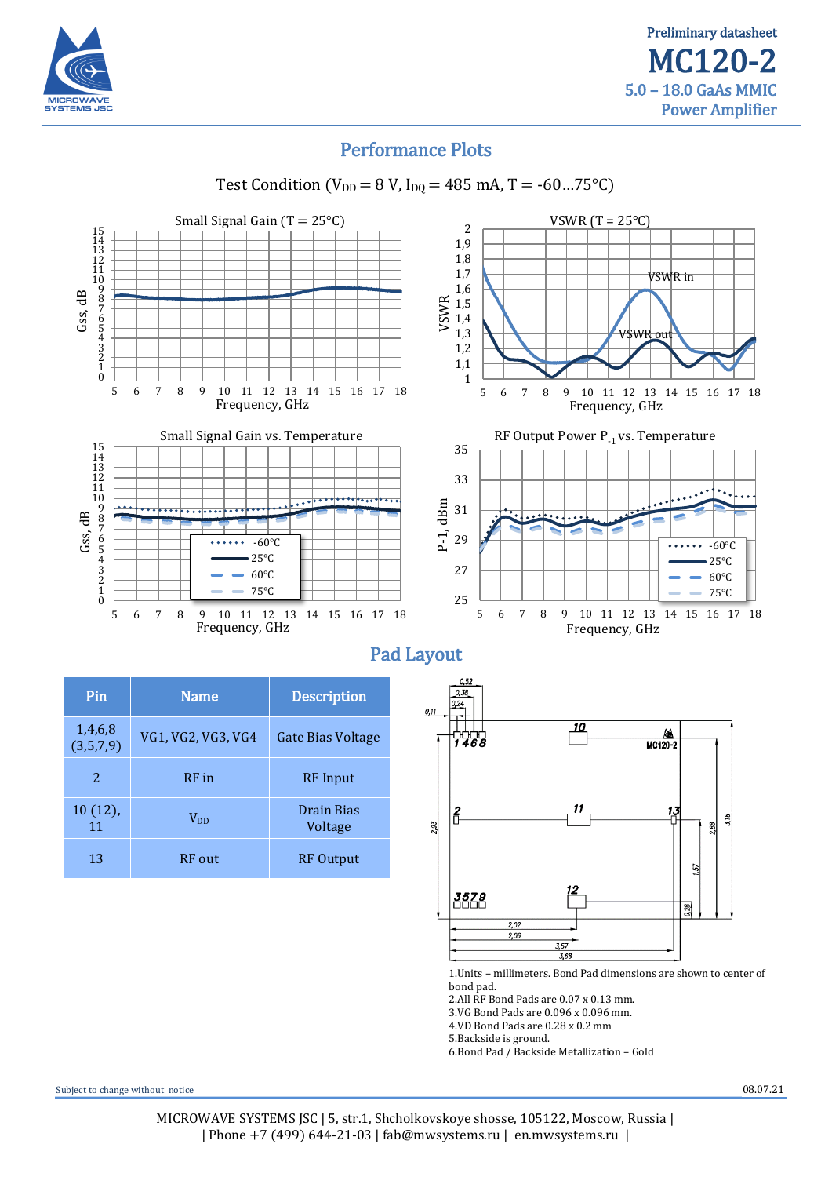## Performance Plots

Test Condition ($V_{DD}$ = 8 V, $I_{DQ}$ = 485 mA, T = -60…75°C)

Small Signal Gain (T = 25°C)

VSWR (T = 25°C)

Small Signal Gain vs. Temperature

RF Output Power $P_{-1}$ vs. Temperature

## Pad Layout

| Pin | Name | Description |
|---|---|---|
| 1,4,6,8 (3,5,7,9) | VG1, VG2, VG3, VG4 | Gate Bias Voltage |
| 2 | RF in | RF Input |
| 10 (12), 11 | $V_{DD}$ | Drain Bias Voltage |
| 13 | RF out | RF Output |

1. Units – millimeters. Bond Pad dimensions are shown to center of bond pad.
2. All RF Bond Pads are 0.07 x 0.13 mm.
3. VG Bond Pads are 0.096 x 0.096 mm.
4. VD Bond Pads are 0.28 x 0.2 mm
5. Backside is ground.
6. Bond Pad / Backside Metallization – Gold

Subject to change without notice

08.07.21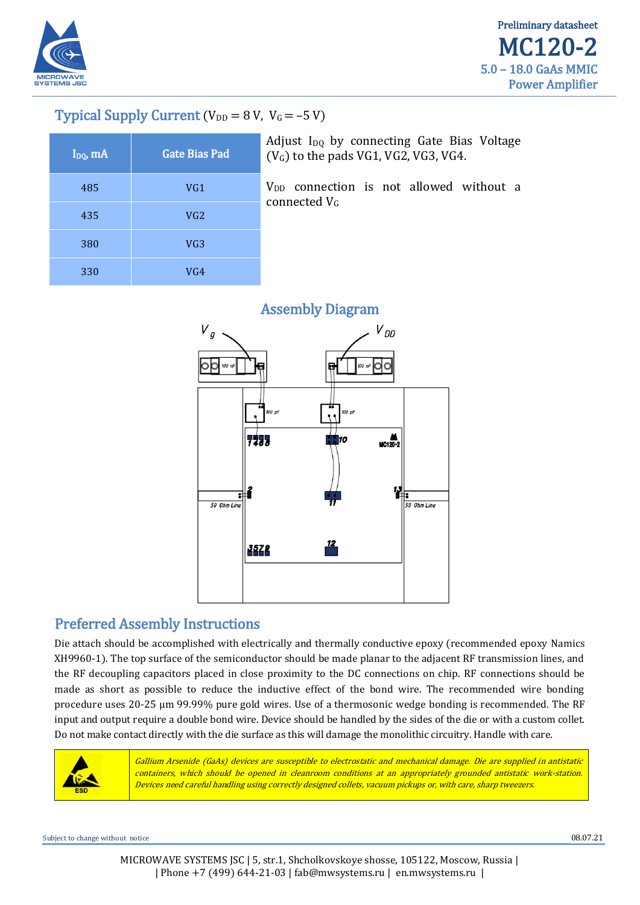## Typical Supply Current ($V_{DD}$ = 8 V, $V_G$ = –5 V)

| $I_{DQ}$, mA | Gate Bias Pad |
|---|---|
| 485 | VG1 |
| 435 | VG2 |
| 380 | VG3 |
| 330 | VG4 |

Adjust $I_{DQ}$ by connecting Gate Bias Voltage ($V_G$) to the pads VG1, VG2, VG3, VG4.

$V_{DD}$ connection is not allowed without a connected $V_G$

## Assembly Diagram

$V_g$

$V_{DD}$

100 nF

100 nF

100 pF

100 pF

1468

10

MC120-2

2

11

13

50 Ohm Line

50 Ohm Line

3578

12

## Preferred Assembly Instructions

Die attach should be accomplished with electrically and thermally conductive epoxy (recommended epoxy Namics XH9960-1). The top surface of the semiconductor should be made planar to the adjacent RF transmission lines, and the RF decoupling capacitors placed in close proximity to the DC connections on chip. RF connections should be made as short as possible to reduce the inductive effect of the bond wire. The recommended wire bonding procedure uses 20-25 μm 99.99% pure gold wires. Use of a thermosonic wedge bonding is recommended. The RF input and output require a double bond wire. Device should be handled by the sides of the die or with a custom collet. Do not make contact directly with the die surface as this will damage the monolithic circuitry. Handle with care.

ESD

*Gallium Arsenide (GaAs) devices are susceptible to electrostatic and mechanical damage. Die are supplied in antistatic containers, which should be opened in cleanroom conditions at an appropriately grounded antistatic work-station. Devices need careful handling using correctly designed collets, vacuum pickups or, with care, sharp tweezers.*

Subject to change without notice

08.07.21

MICROWAVE SYSTEMS JSC | 5, str.1, Shcholkovskoye shosse, 105122, Moscow, Russia |
| Phone +7 (499) 644-21-03 | fab@mwsystems.ru | en.mwsystems.ru |